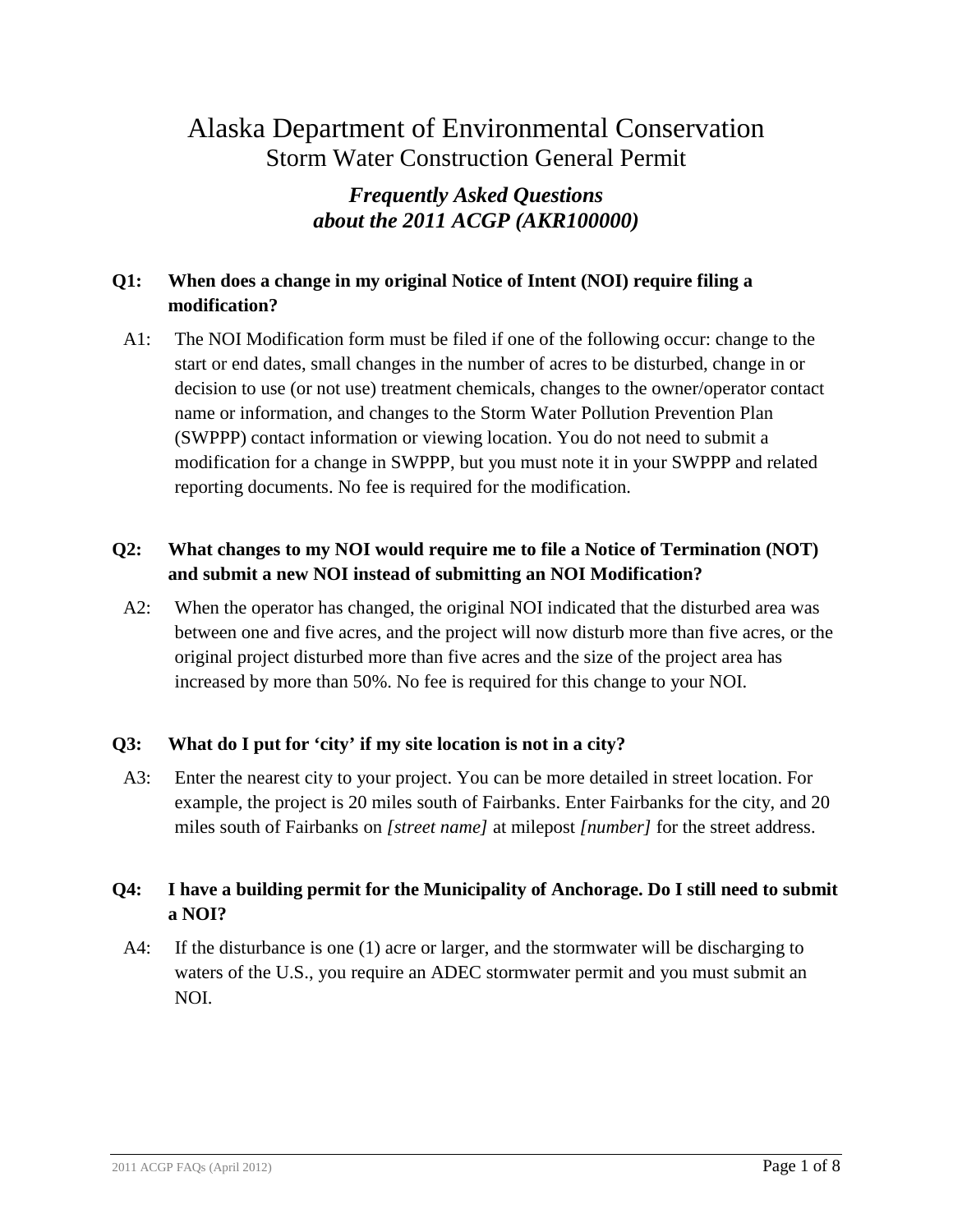# Alaska Department of Environmental Conservation

## Storm Water Construction General Permit

### *Frequently Asked Questions about the 2011 ACGP (AKR100000)*

**Q1: When does a change in my original Notice of Intent (NOI) require filing a modification?**

A1: The NOI Modification form must be filed if one of the following occur: change to the start or end dates, small changes in the number of acres to be disturbed, change in or decision to use (or not use) treatment chemicals, changes to the owner/operator contact name or information, and changes to the Storm Water Pollution Prevention Plan (SWPPP) contact information or viewing location. You do not need to submit a modification for a change in SWPPP, but you must note it in your SWPPP and related reporting documents. No fee is required for the modification.

**Q2: What changes to my NOI would require me to file a Notice of Termination (NOT) and submit a new NOI instead of submitting an NOI Modification?**

A2: When the operator has changed, the original NOI indicated that the disturbed area was between one and five acres, and the project will now disturb more than five acres, or the original project disturbed more than five acres and the size of the project area has increased by more than 50%. No fee is required for this change to your NOI.

**Q3: What do I put for 'city' if my site location is not in a city?**

A3: Enter the nearest city to your project. You can be more detailed in street location. For example, the project is 20 miles south of Fairbanks. Enter Fairbanks for the city, and 20 miles south of Fairbanks on *[street name]* at milepost *[number]* for the street address.

**Q4: I have a building permit for the Municipality of Anchorage. Do I still need to submit a NOI?**

A4: If the disturbance is one (1) acre or larger, and the stormwater will be discharging to waters of the U.S., you require an ADEC stormwater permit and you must submit an NOI.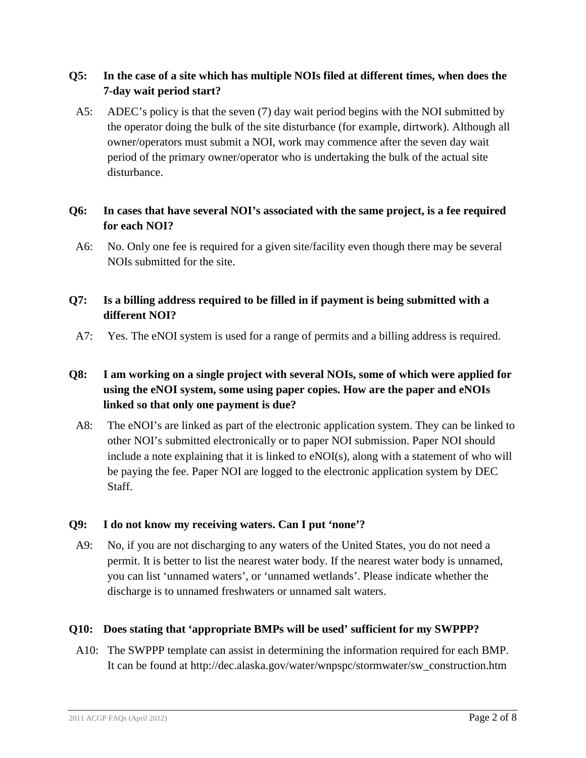**Q5: In the case of a site which has multiple NOIs filed at different times, when does the 7-day wait period start?**

A5: ADEC's policy is that the seven (7) day wait period begins with the NOI submitted by the operator doing the bulk of the site disturbance (for example, dirtwork). Although all owner/operators must submit a NOI, work may commence after the seven day wait period of the primary owner/operator who is undertaking the bulk of the actual site disturbance.

**Q6: In cases that have several NOI's associated with the same project, is a fee required for each NOI?**

A6: No. Only one fee is required for a given site/facility even though there may be several NOIs submitted for the site.

**Q7: Is a billing address required to be filled in if payment is being submitted with a different NOI?**

A7: Yes. The eNOI system is used for a range of permits and a billing address is required.

**Q8: I am working on a single project with several NOIs, some of which were applied for using the eNOI system, some using paper copies. How are the paper and eNOIs linked so that only one payment is due?**

A8: The eNOI's are linked as part of the electronic application system. They can be linked to other NOI's submitted electronically or to paper NOI submission. Paper NOI should include a note explaining that it is linked to eNOI(s), along with a statement of who will be paying the fee. Paper NOI are logged to the electronic application system by DEC Staff.

**Q9: I do not know my receiving waters. Can I put 'none'?**

A9: No, if you are not discharging to any waters of the United States, you do not need a permit. It is better to list the nearest water body. If the nearest water body is unnamed, you can list 'unnamed waters', or 'unnamed wetlands'. Please indicate whether the discharge is to unnamed freshwaters or unnamed salt waters.

**Q10: Does stating that 'appropriate BMPs will be used' sufficient for my SWPPP?**

A10: The SWPPP template can assist in determining the information required for each BMP. It can be found at http://dec.alaska.gov/water/wnpspc/stormwater/sw_construction.htm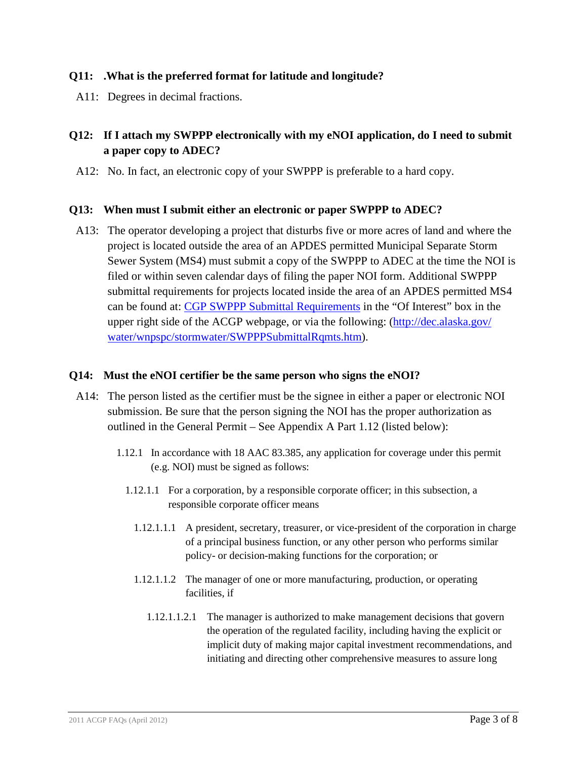**Q11: .What is the preferred format for latitude and longitude?**

A11: Degrees in decimal fractions.

**Q12: If I attach my SWPPP electronically with my eNOI application, do I need to submit a paper copy to ADEC?**

A12: No. In fact, an electronic copy of your SWPPP is preferable to a hard copy.

**Q13: When must I submit either an electronic or paper SWPPP to ADEC?**

A13: The operator developing a project that disturbs five or more acres of land and where the project is located outside the area of an APDES permitted Municipal Separate Storm Sewer System (MS4) must submit a copy of the SWPPP to ADEC at the time the NOI is filed or within seven calendar days of filing the paper NOI form. Additional SWPPP submittal requirements for projects located inside the area of an APDES permitted MS4 can be found at: [CGP SWPPP Submittal Requirements](http://dec.alaska.gov/water/wnpspc/stormwater/SWPPPSubmittalRqmts.htm) in the "Of Interest" box in the upper right side of the ACGP webpage, or via the following: (http://dec.alaska.gov/water/wnpspc/stormwater/SWPPPSubmittalRqmts.htm).

**Q14: Must the eNOI certifier be the same person who signs the eNOI?**

A14: The person listed as the certifier must be the signee in either a paper or electronic NOI submission. Be sure that the person signing the NOI has the proper authorization as outlined in the General Permit – See Appendix A Part 1.12 (listed below):

1.12.1 In accordance with 18 AAC 83.385, any application for coverage under this permit (e.g. NOI) must be signed as follows:

1.12.1.1 For a corporation, by a responsible corporate officer; in this subsection, a responsible corporate officer means

1.12.1.1.1 A president, secretary, treasurer, or vice-president of the corporation in charge of a principal business function, or any other person who performs similar policy- or decision-making functions for the corporation; or

1.12.1.1.2 The manager of one or more manufacturing, production, or operating facilities, if

1.12.1.1.2.1 The manager is authorized to make management decisions that govern the operation of the regulated facility, including having the explicit or implicit duty of making major capital investment recommendations, and initiating and directing other comprehensive measures to assure long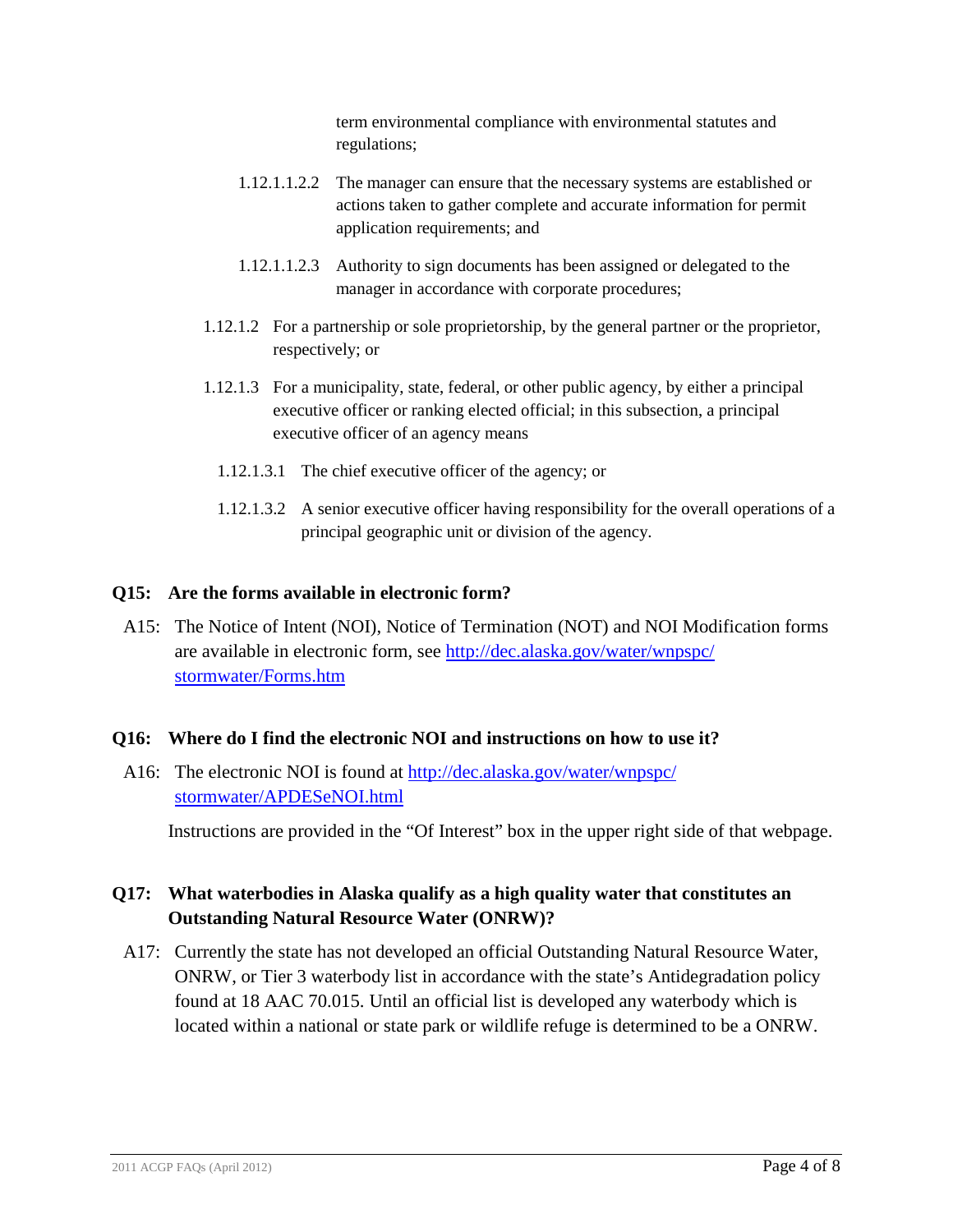term environmental compliance with environmental statutes and regulations;

1.12.1.1.2.2 The manager can ensure that the necessary systems are established or actions taken to gather complete and accurate information for permit application requirements; and

1.12.1.1.2.3 Authority to sign documents has been assigned or delegated to the manager in accordance with corporate procedures;

1.12.1.2 For a partnership or sole proprietorship, by the general partner or the proprietor, respectively; or

1.12.1.3 For a municipality, state, federal, or other public agency, by either a principal executive officer or ranking elected official; in this subsection, a principal executive officer of an agency means

1.12.1.3.1 The chief executive officer of the agency; or

1.12.1.3.2 A senior executive officer having responsibility for the overall operations of a principal geographic unit or division of the agency.

**Q15: Are the forms available in electronic form?**

A15: The Notice of Intent (NOI), Notice of Termination (NOT) and NOI Modification forms are available in electronic form, see [http://dec.alaska.gov/water/wnpspc/stormwater/Forms.htm](http://dec.alaska.gov/water/wnpspc/stormwater/Forms.htm)

**Q16: Where do I find the electronic NOI and instructions on how to use it?**

A16: The electronic NOI is found at [http://dec.alaska.gov/water/wnpspc/stormwater/APDESeNOI.html](http://dec.alaska.gov/water/wnpspc/stormwater/APDESeNOI.html)

Instructions are provided in the "Of Interest" box in the upper right side of that webpage.

**Q17: What waterbodies in Alaska qualify as a high quality water that constitutes an Outstanding Natural Resource Water (ONRW)?**

A17: Currently the state has not developed an official Outstanding Natural Resource Water, ONRW, or Tier 3 waterbody list in accordance with the state's Antidegradation policy found at 18 AAC 70.015. Until an official list is developed any waterbody which is located within a national or state park or wildlife refuge is determined to be a ONRW.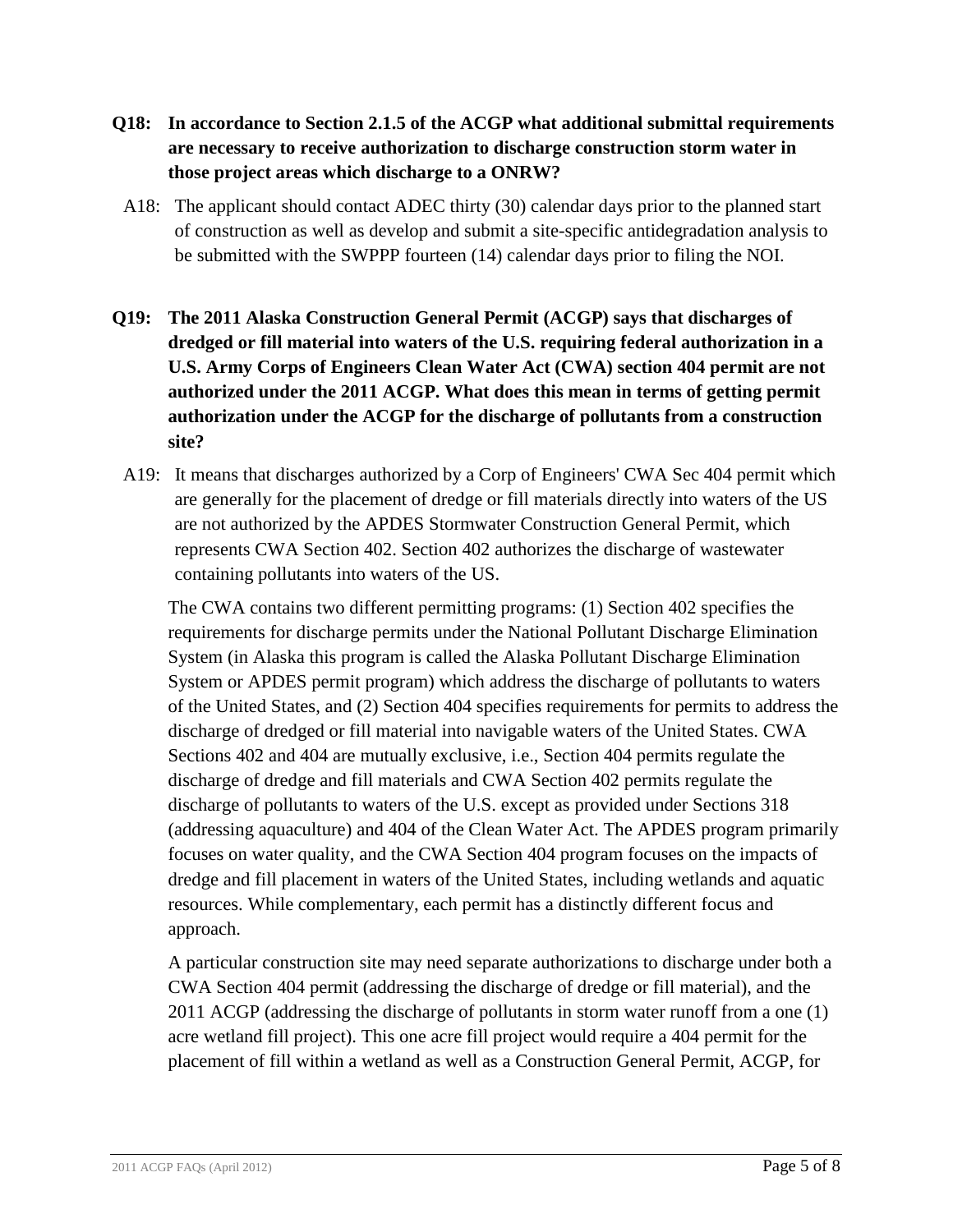**Q18: In accordance to Section 2.1.5 of the ACGP what additional submittal requirements are necessary to receive authorization to discharge construction storm water in those project areas which discharge to a ONRW?**

A18: The applicant should contact ADEC thirty (30) calendar days prior to the planned start of construction as well as develop and submit a site-specific antidegradation analysis to be submitted with the SWPPP fourteen (14) calendar days prior to filing the NOI.

**Q19: The 2011 Alaska Construction General Permit (ACGP) says that discharges of dredged or fill material into waters of the U.S. requiring federal authorization in a U.S. Army Corps of Engineers Clean Water Act (CWA) section 404 permit are not authorized under the 2011 ACGP. What does this mean in terms of getting permit authorization under the ACGP for the discharge of pollutants from a construction site?**

A19: It means that discharges authorized by a Corp of Engineers' CWA Sec 404 permit which are generally for the placement of dredge or fill materials directly into waters of the US are not authorized by the APDES Stormwater Construction General Permit, which represents CWA Section 402. Section 402 authorizes the discharge of wastewater containing pollutants into waters of the US.

The CWA contains two different permitting programs: (1) Section 402 specifies the requirements for discharge permits under the National Pollutant Discharge Elimination System (in Alaska this program is called the Alaska Pollutant Discharge Elimination System or APDES permit program) which address the discharge of pollutants to waters of the United States, and (2) Section 404 specifies requirements for permits to address the discharge of dredged or fill material into navigable waters of the United States. CWA Sections 402 and 404 are mutually exclusive, i.e., Section 404 permits regulate the discharge of dredge and fill materials and CWA Section 402 permits regulate the discharge of pollutants to waters of the U.S. except as provided under Sections 318 (addressing aquaculture) and 404 of the Clean Water Act. The APDES program primarily focuses on water quality, and the CWA Section 404 program focuses on the impacts of dredge and fill placement in waters of the United States, including wetlands and aquatic resources. While complementary, each permit has a distinctly different focus and approach.

A particular construction site may need separate authorizations to discharge under both a CWA Section 404 permit (addressing the discharge of dredge or fill material), and the 2011 ACGP (addressing the discharge of pollutants in storm water runoff from a one (1) acre wetland fill project). This one acre fill project would require a 404 permit for the placement of fill within a wetland as well as a Construction General Permit, ACGP, for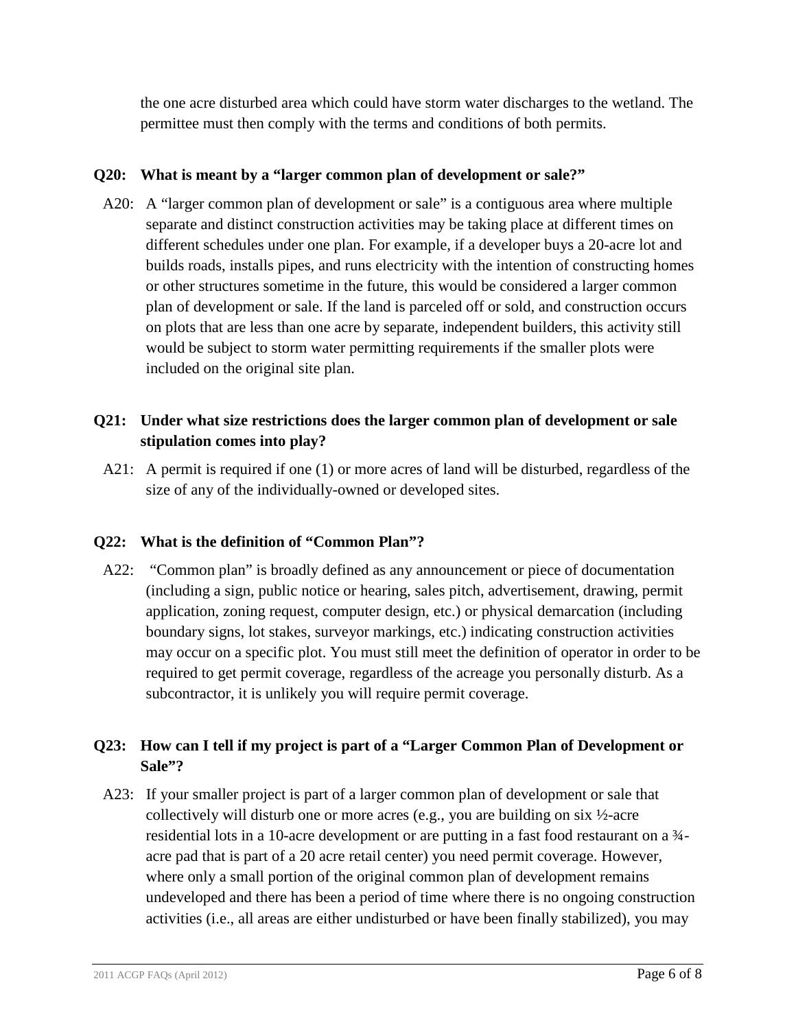the one acre disturbed area which could have storm water discharges to the wetland. The permittee must then comply with the terms and conditions of both permits.

**Q20: What is meant by a "larger common plan of development or sale?"**

A20: A "larger common plan of development or sale" is a contiguous area where multiple separate and distinct construction activities may be taking place at different times on different schedules under one plan. For example, if a developer buys a 20-acre lot and builds roads, installs pipes, and runs electricity with the intention of constructing homes or other structures sometime in the future, this would be considered a larger common plan of development or sale. If the land is parceled off or sold, and construction occurs on plots that are less than one acre by separate, independent builders, this activity still would be subject to storm water permitting requirements if the smaller plots were included on the original site plan.

**Q21: Under what size restrictions does the larger common plan of development or sale stipulation comes into play?**

A21: A permit is required if one (1) or more acres of land will be disturbed, regardless of the size of any of the individually-owned or developed sites.

**Q22: What is the definition of "Common Plan"?**

A22: "Common plan" is broadly defined as any announcement or piece of documentation (including a sign, public notice or hearing, sales pitch, advertisement, drawing, permit application, zoning request, computer design, etc.) or physical demarcation (including boundary signs, lot stakes, surveyor markings, etc.) indicating construction activities may occur on a specific plot. You must still meet the definition of operator in order to be required to get permit coverage, regardless of the acreage you personally disturb. As a subcontractor, it is unlikely you will require permit coverage.

**Q23: How can I tell if my project is part of a "Larger Common Plan of Development or Sale"?**

A23: If your smaller project is part of a larger common plan of development or sale that collectively will disturb one or more acres (e.g., you are building on six ½-acre residential lots in a 10-acre development or are putting in a fast food restaurant on a ¾-acre pad that is part of a 20 acre retail center) you need permit coverage. However, where only a small portion of the original common plan of development remains undeveloped and there has been a period of time where there is no ongoing construction activities (i.e., all areas are either undisturbed or have been finally stabilized), you may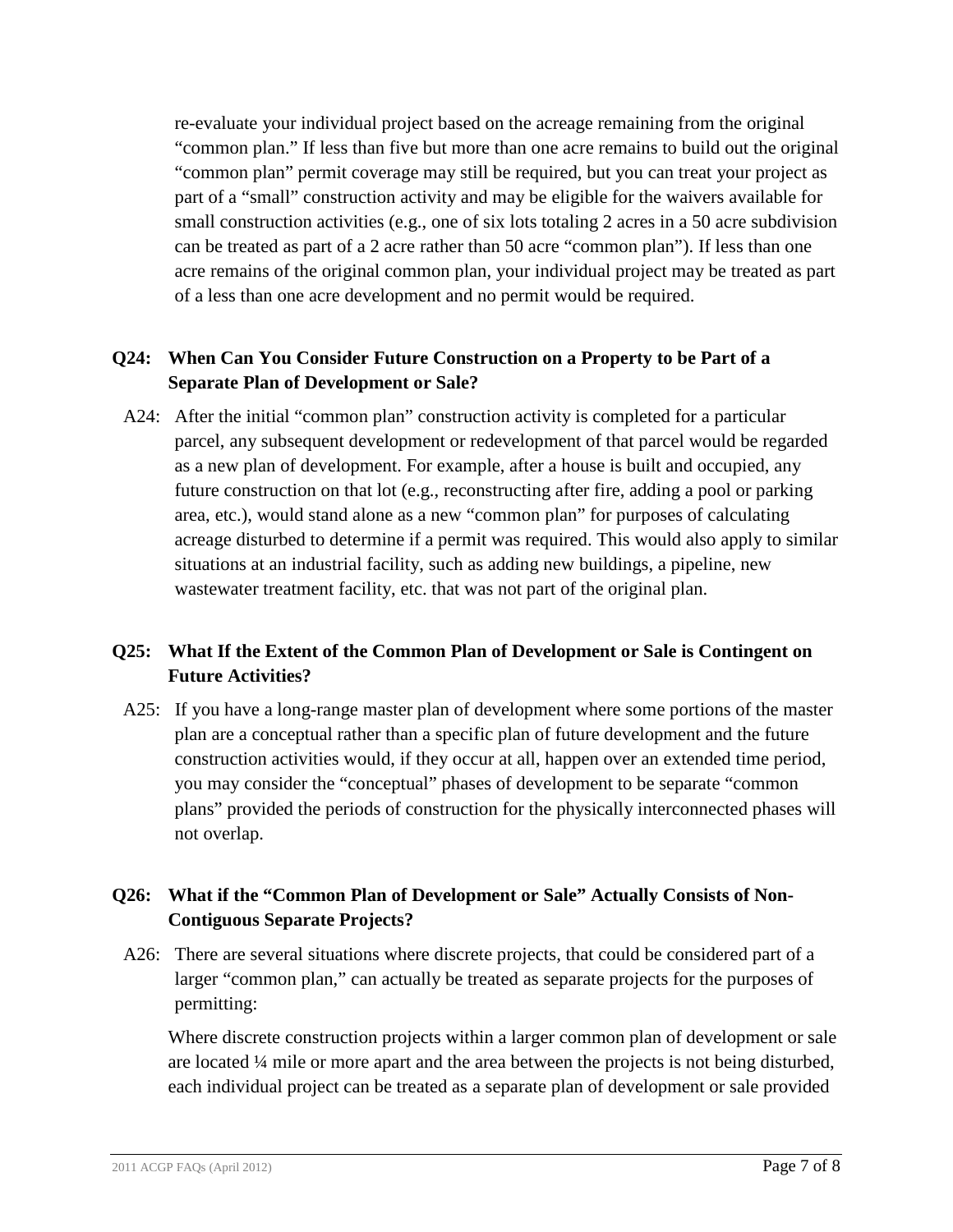re-evaluate your individual project based on the acreage remaining from the original "common plan." If less than five but more than one acre remains to build out the original "common plan" permit coverage may still be required, but you can treat your project as part of a "small" construction activity and may be eligible for the waivers available for small construction activities (e.g., one of six lots totaling 2 acres in a 50 acre subdivision can be treated as part of a 2 acre rather than 50 acre "common plan"). If less than one acre remains of the original common plan, your individual project may be treated as part of a less than one acre development and no permit would be required.

**Q24: When Can You Consider Future Construction on a Property to be Part of a Separate Plan of Development or Sale?**

A24: After the initial "common plan" construction activity is completed for a particular parcel, any subsequent development or redevelopment of that parcel would be regarded as a new plan of development. For example, after a house is built and occupied, any future construction on that lot (e.g., reconstructing after fire, adding a pool or parking area, etc.), would stand alone as a new "common plan" for purposes of calculating acreage disturbed to determine if a permit was required. This would also apply to similar situations at an industrial facility, such as adding new buildings, a pipeline, new wastewater treatment facility, etc. that was not part of the original plan.

**Q25: What If the Extent of the Common Plan of Development or Sale is Contingent on Future Activities?**

A25: If you have a long-range master plan of development where some portions of the master plan are a conceptual rather than a specific plan of future development and the future construction activities would, if they occur at all, happen over an extended time period, you may consider the "conceptual" phases of development to be separate "common plans" provided the periods of construction for the physically interconnected phases will not overlap.

**Q26: What if the "Common Plan of Development or Sale" Actually Consists of Non-Contiguous Separate Projects?**

A26: There are several situations where discrete projects, that could be considered part of a larger "common plan," can actually be treated as separate projects for the purposes of permitting:

Where discrete construction projects within a larger common plan of development or sale are located ¼ mile or more apart and the area between the projects is not being disturbed, each individual project can be treated as a separate plan of development or sale provided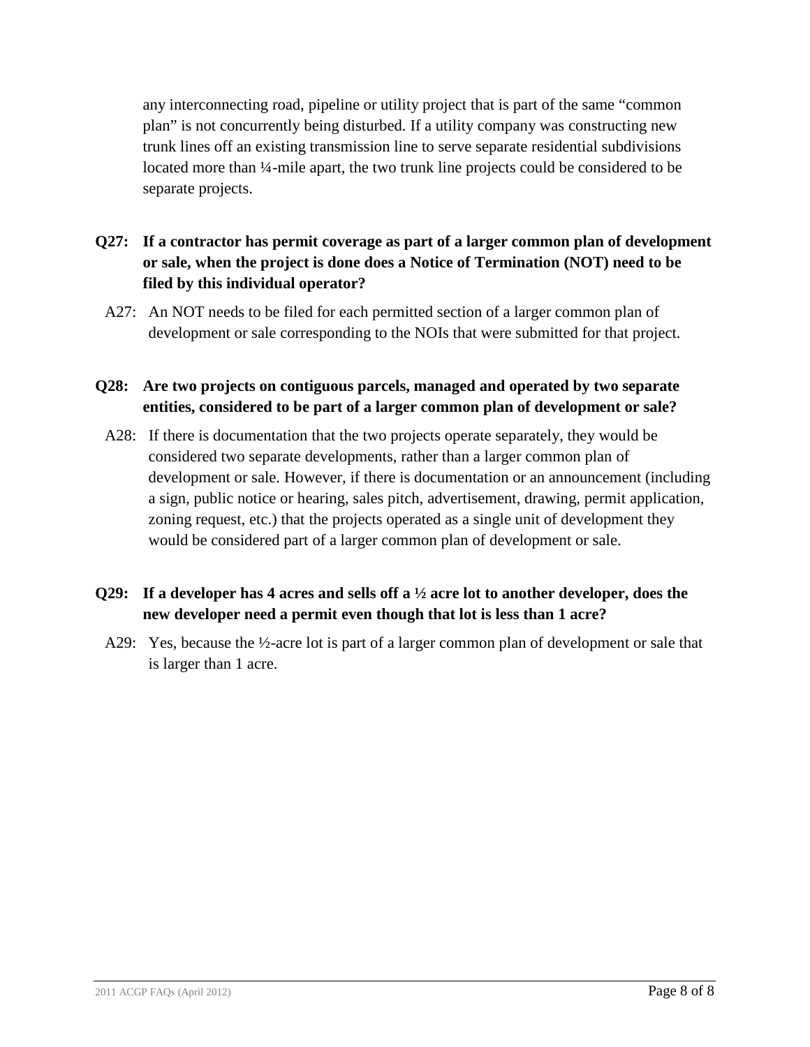any interconnecting road, pipeline or utility project that is part of the same "common plan" is not concurrently being disturbed. If a utility company was constructing new trunk lines off an existing transmission line to serve separate residential subdivisions located more than ¼-mile apart, the two trunk line projects could be considered to be separate projects.

**Q27: If a contractor has permit coverage as part of a larger common plan of development or sale, when the project is done does a Notice of Termination (NOT) need to be filed by this individual operator?**

A27: An NOT needs to be filed for each permitted section of a larger common plan of development or sale corresponding to the NOIs that were submitted for that project.

**Q28: Are two projects on contiguous parcels, managed and operated by two separate entities, considered to be part of a larger common plan of development or sale?**

A28: If there is documentation that the two projects operate separately, they would be considered two separate developments, rather than a larger common plan of development or sale. However, if there is documentation or an announcement (including a sign, public notice or hearing, sales pitch, advertisement, drawing, permit application, zoning request, etc.) that the projects operated as a single unit of development they would be considered part of a larger common plan of development or sale.

**Q29: If a developer has 4 acres and sells off a ½ acre lot to another developer, does the new developer need a permit even though that lot is less than 1 acre?**

A29: Yes, because the ½-acre lot is part of a larger common plan of development or sale that is larger than 1 acre.